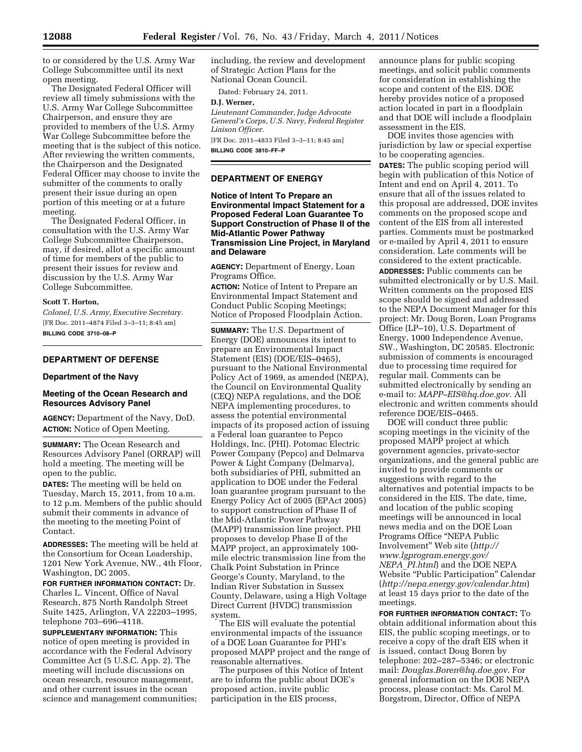to or considered by the U.S. Army War College Subcommittee until its next open meeting.

The Designated Federal Officer will review all timely submissions with the U.S. Army War College Subcommittee Chairperson, and ensure they are provided to members of the U.S. Army War College Subcommittee before the meeting that is the subject of this notice. After reviewing the written comments, the Chairperson and the Designated Federal Officer may choose to invite the submitter of the comments to orally present their issue during an open portion of this meeting or at a future meeting.

The Designated Federal Officer, in consultation with the U.S. Army War College Subcommittee Chairperson, may, if desired, allot a specific amount of time for members of the public to present their issues for review and discussion by the U.S. Army War College Subcommittee.

**Scott T. Horton,**

*Colonel, U.S. Army, Executive Secretary.*

[FR Doc. 2011–4874 Filed 3–3–11; 8:45 am]

**BILLING CODE 3710–08–P**

## DEPARTMENT OF DEFENSE

### Department of the Navy

### Meeting of the Ocean Research and Resources Advisory Panel

**AGENCY:** Department of the Navy, DoD.

**ACTION:** Notice of Open Meeting.

**SUMMARY:** The Ocean Research and Resources Advisory Panel (ORRAP) will hold a meeting. The meeting will be open to the public.

**DATES:** The meeting will be held on Tuesday, March 15, 2011, from 10 a.m. to 12 p.m. Members of the public should submit their comments in advance of the meeting to the meeting Point of Contact.

**ADDRESSES:** The meeting will be held at the Consortium for Ocean Leadership, 1201 New York Avenue, NW., 4th Floor, Washington, DC 2005.

**FOR FURTHER INFORMATION CONTACT:** Dr. Charles L. Vincent, Office of Naval Research, 875 North Randolph Street Suite 1425, Arlington, VA 22203–1995, telephone 703–696–4118.

**SUPPLEMENTARY INFORMATION:** This notice of open meeting is provided in accordance with the Federal Advisory Committee Act (5 U.S.C. App. 2). The meeting will include discussions on ocean research, resource management, and other current issues in the ocean science and management communities; including, the review and development of Strategic Action Plans for the National Ocean Council.

Dated: February 24, 2011.

**D.J. Werner,**

*Lieutenant Commander, Judge Advocate General's Corps, U.S. Navy, Federal Register Liaison Officer.*

[FR Doc. 2011–4833 Filed 3–3–11; 8:45 am]

**BILLING CODE 3810–FF–P**

## DEPARTMENT OF ENERGY

### Notice of Intent To Prepare an Environmental Impact Statement for a Proposed Federal Loan Guarantee To Support Construction of Phase II of the Mid-Atlantic Power Pathway Transmission Line Project, in Maryland and Delaware

**AGENCY:** Department of Energy, Loan Programs Office.

**ACTION:** Notice of Intent to Prepare an Environmental Impact Statement and Conduct Public Scoping Meetings; Notice of Proposed Floodplain Action.

**SUMMARY:** The U.S. Department of Energy (DOE) announces its intent to prepare an Environmental Impact Statement (EIS) (DOE/EIS–0465), pursuant to the National Environmental Policy Act of 1969, as amended (NEPA), the Council on Environmental Quality (CEQ) NEPA regulations, and the DOE NEPA implementing procedures, to assess the potential environmental impacts of its proposed action of issuing a Federal loan guarantee to Pepco Holdings, Inc. (PHI). Potomac Electric Power Company (Pepco) and Delmarva Power & Light Company (Delmarva), both subsidiaries of PHI, submitted an application to DOE under the Federal loan guarantee program pursuant to the Energy Policy Act of 2005 (EPAct 2005) to support construction of Phase II of the Mid-Atlantic Power Pathway (MAPP) transmission line project. PHI proposes to develop Phase II of the MAPP project, an approximately 100-mile electric transmission line from the Chalk Point Substation in Prince George's County, Maryland, to the Indian River Substation in Sussex County, Delaware, using a High Voltage Direct Current (HVDC) transmission system.

The EIS will evaluate the potential environmental impacts of the issuance of a DOE Loan Guarantee for PHI's proposed MAPP project and the range of reasonable alternatives.

The purposes of this Notice of Intent are to inform the public about DOE's proposed action, invite public participation in the EIS process, announce plans for public scoping meetings, and solicit public comments for consideration in establishing the scope and content of the EIS. DOE hereby provides notice of a proposed action located in part in a floodplain and that DOE will include a floodplain assessment in the EIS.

DOE invites those agencies with jurisdiction by law or special expertise to be cooperating agencies.

**DATES:** The public scoping period will begin with publication of this Notice of Intent and end on April 4, 2011. To ensure that all of the issues related to this proposal are addressed, DOE invites comments on the proposed scope and content of the EIS from all interested parties. Comments must be postmarked or e-mailed by April 4, 2011 to ensure consideration. Late comments will be considered to the extent practicable.

**ADDRESSES:** Public comments can be submitted electronically or by U.S. Mail. Written comments on the proposed EIS scope should be signed and addressed to the NEPA Document Manager for this project: Mr. Doug Boren, Loan Programs Office (LP–10), U.S. Department of Energy, 1000 Independence Avenue, SW., Washington, DC 20585. Electronic submission of comments is encouraged due to processing time required for regular mail. Comments can be submitted electronically by sending an e-mail to: *MAPP–EIS@hq.doe.gov.* All electronic and written comments should reference DOE/EIS–0465.

DOE will conduct three public scoping meetings in the vicinity of the proposed MAPP project at which government agencies, private-sector organizations, and the general public are invited to provide comments or suggestions with regard to the alternatives and potential impacts to be considered in the EIS. The date, time, and location of the public scoping meetings will be announced in local news media and on the DOE Loan Programs Office "NEPA Public Involvement" Web site (*http://www.lgprogram.energy.gov/NEPA_PI.html*) and the DOE NEPA Website "Public Participation" Calendar (*http://nepa.energy.gov/calendar.htm*) at least 15 days prior to the date of the meetings.

**FOR FURTHER INFORMATION CONTACT:** To obtain additional information about this EIS, the public scoping meetings, or to receive a copy of the draft EIS when it is issued, contact Doug Boren by telephone: 202–287–5346; or electronic mail: *Douglas.Boren@hq.doe.gov.* For general information on the DOE NEPA process, please contact: Ms. Carol M. Borgstrom, Director, Office of NEPA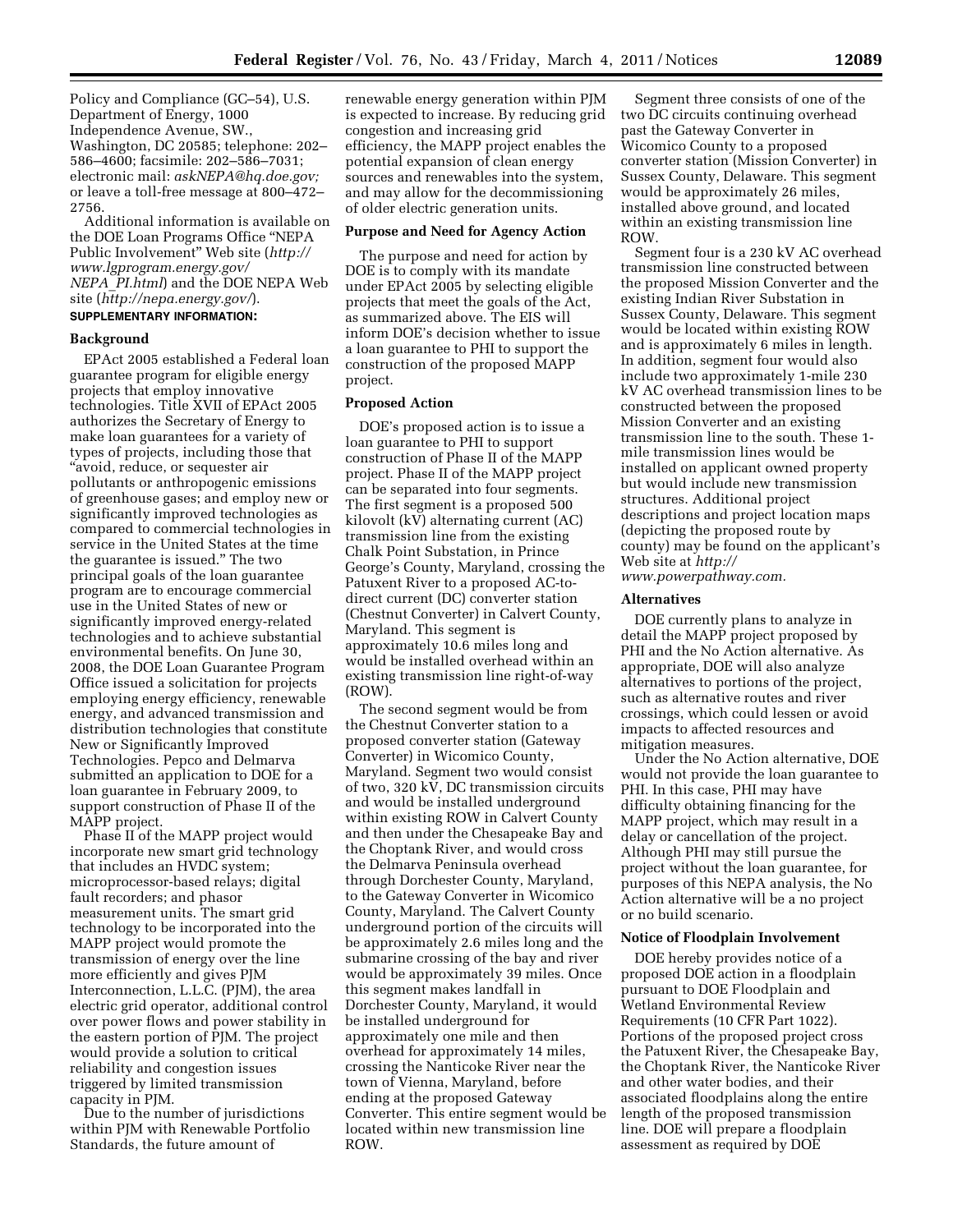Policy and Compliance (GC–54), U.S. Department of Energy, 1000 Independence Avenue, SW., Washington, DC 20585; telephone: 202–586–4600; facsimile: 202–586–7031; electronic mail: *askNEPA@hq.doe.gov;* or leave a toll-free message at 800–472–2756.

Additional information is available on the DOE Loan Programs Office "NEPA Public Involvement" Web site (*http://www.lgprogram.energy.gov/NEPA_PI.html*) and the DOE NEPA Web site (*http://nepa.energy.gov/*).

**SUPPLEMENTARY INFORMATION:**

**Background**

EPAct 2005 established a Federal loan guarantee program for eligible energy projects that employ innovative technologies. Title XVII of EPAct 2005 authorizes the Secretary of Energy to make loan guarantees for a variety of types of projects, including those that "avoid, reduce, or sequester air pollutants or anthropogenic emissions of greenhouse gases; and employ new or significantly improved technologies as compared to commercial technologies in service in the United States at the time the guarantee is issued." The two principal goals of the loan guarantee program are to encourage commercial use in the United States of new or significantly improved energy-related technologies and to achieve substantial environmental benefits. On June 30, 2008, the DOE Loan Guarantee Program Office issued a solicitation for projects employing energy efficiency, renewable energy, and advanced transmission and distribution technologies that constitute New or Significantly Improved Technologies. Pepco and Delmarva submitted an application to DOE for a loan guarantee in February 2009, to support construction of Phase II of the MAPP project.

Phase II of the MAPP project would incorporate new smart grid technology that includes an HVDC system; microprocessor-based relays; digital fault recorders; and phasor measurement units. The smart grid technology to be incorporated into the MAPP project would promote the transmission of energy over the line more efficiently and gives PJM Interconnection, L.L.C. (PJM), the area electric grid operator, additional control over power flows and power stability in the eastern portion of PJM. The project would provide a solution to critical reliability and congestion issues triggered by limited transmission capacity in PJM.

Due to the number of jurisdictions within PJM with Renewable Portfolio Standards, the future amount of renewable energy generation within PJM is expected to increase. By reducing grid congestion and increasing grid efficiency, the MAPP project enables the potential expansion of clean energy sources and renewables into the system, and may allow for the decommissioning of older electric generation units.

**Purpose and Need for Agency Action**

The purpose and need for action by DOE is to comply with its mandate under EPAct 2005 by selecting eligible projects that meet the goals of the Act, as summarized above. The EIS will inform DOE's decision whether to issue a loan guarantee to PHI to support the construction of the proposed MAPP project.

**Proposed Action**

DOE's proposed action is to issue a loan guarantee to PHI to support construction of Phase II of the MAPP project. Phase II of the MAPP project can be separated into four segments. The first segment is a proposed 500 kilovolt (kV) alternating current (AC) transmission line from the existing Chalk Point Substation, in Prince George's County, Maryland, crossing the Patuxent River to a proposed AC-to-direct current (DC) converter station (Chestnut Converter) in Calvert County, Maryland. This segment is approximately 10.6 miles long and would be installed overhead within an existing transmission line right-of-way (ROW).

The second segment would be from the Chestnut Converter station to a proposed converter station (Gateway Converter) in Wicomico County, Maryland. Segment two would consist of two, 320 kV, DC transmission circuits and would be installed underground within existing ROW in Calvert County and then under the Chesapeake Bay and the Choptank River, and would cross the Delmarva Peninsula overhead through Dorchester County, Maryland, to the Gateway Converter in Wicomico County, Maryland. The Calvert County underground portion of the circuits will be approximately 2.6 miles long and the submarine crossing of the bay and river would be approximately 39 miles. Once this segment makes landfall in Dorchester County, Maryland, it would be installed underground for approximately one mile and then overhead for approximately 14 miles, crossing the Nanticoke River near the town of Vienna, Maryland, before ending at the proposed Gateway Converter. This entire segment would be located within new transmission line ROW.

Segment three consists of one of the two DC circuits continuing overhead past the Gateway Converter in Wicomico County to a proposed converter station (Mission Converter) in Sussex County, Delaware. This segment would be approximately 26 miles, installed above ground, and located within an existing transmission line ROW.

Segment four is a 230 kV AC overhead transmission line constructed between the proposed Mission Converter and the existing Indian River Substation in Sussex County, Delaware. This segment would be located within existing ROW and is approximately 6 miles in length. In addition, segment four would also include two approximately 1-mile 230 kV AC overhead transmission lines to be constructed between the proposed Mission Converter and an existing transmission line to the south. These 1-mile transmission lines would be installed on applicant owned property but would include new transmission structures. Additional project descriptions and project location maps (depicting the proposed route by county) may be found on the applicant's Web site at *http://www.powerpathway.com.*

**Alternatives**

DOE currently plans to analyze in detail the MAPP project proposed by PHI and the No Action alternative. As appropriate, DOE will also analyze alternatives to portions of the project, such as alternative routes and river crossings, which could lessen or avoid impacts to affected resources and mitigation measures.

Under the No Action alternative, DOE would not provide the loan guarantee to PHI. In this case, PHI may have difficulty obtaining financing for the MAPP project, which may result in a delay or cancellation of the project. Although PHI may still pursue the project without the loan guarantee, for purposes of this NEPA analysis, the No Action alternative will be a no project or no build scenario.

**Notice of Floodplain Involvement**

DOE hereby provides notice of a proposed DOE action in a floodplain pursuant to DOE Floodplain and Wetland Environmental Review Requirements (10 CFR Part 1022). Portions of the proposed project cross the Patuxent River, the Chesapeake Bay, the Choptank River, the Nanticoke River and other water bodies, and their associated floodplains along the entire length of the proposed transmission line. DOE will prepare a floodplain assessment as required by DOE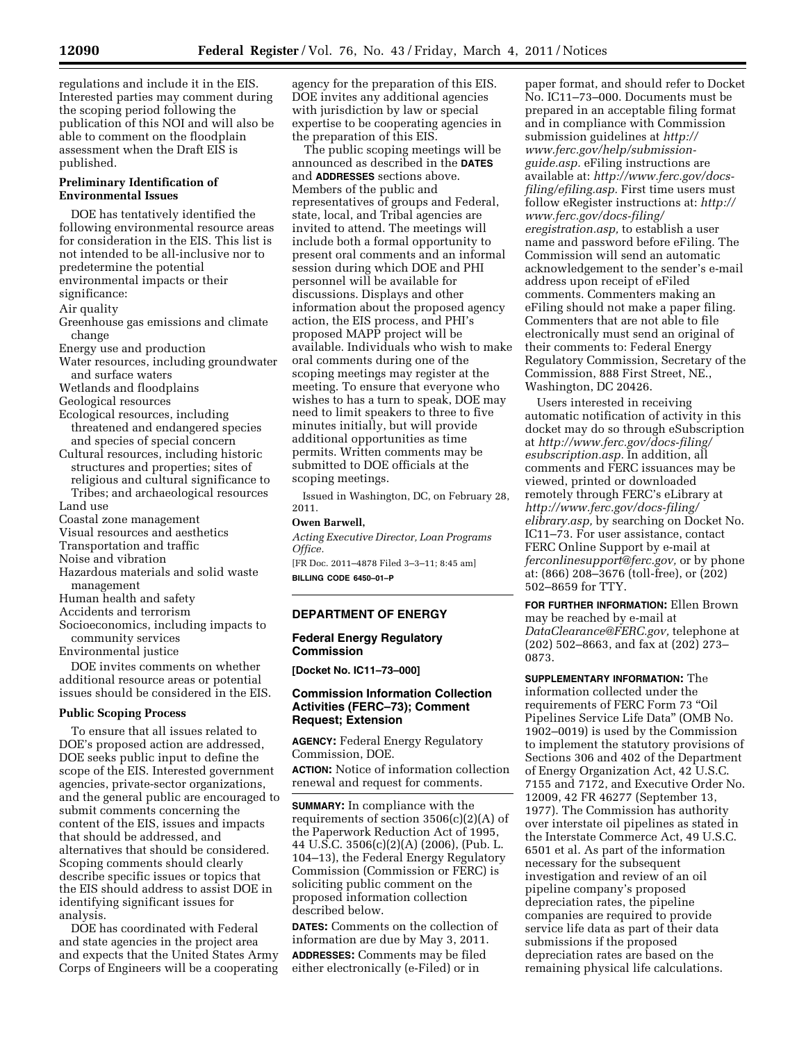regulations and include it in the EIS. Interested parties may comment during the scoping period following the publication of this NOI and will also be able to comment on the floodplain assessment when the Draft EIS is published.

**Preliminary Identification of Environmental Issues**

DOE has tentatively identified the following environmental resource areas for consideration in the EIS. This list is not intended to be all-inclusive nor to predetermine the potential environmental impacts or their significance:

Air quality
Greenhouse gas emissions and climate change
Energy use and production
Water resources, including groundwater and surface waters
Wetlands and floodplains
Geological resources
Ecological resources, including threatened and endangered species and species of special concern
Cultural resources, including historic structures and properties; sites of religious and cultural significance to Tribes; and archaeological resources
Land use
Coastal zone management
Visual resources and aesthetics
Transportation and traffic
Noise and vibration
Hazardous materials and solid waste management
Human health and safety
Accidents and terrorism
Socioeconomics, including impacts to community services
Environmental justice

DOE invites comments on whether additional resource areas or potential issues should be considered in the EIS.

**Public Scoping Process**

To ensure that all issues related to DOE's proposed action are addressed, DOE seeks public input to define the scope of the EIS. Interested government agencies, private-sector organizations, and the general public are encouraged to submit comments concerning the content of the EIS, issues and impacts that should be addressed, and alternatives that should be considered. Scoping comments should clearly describe specific issues or topics that the EIS should address to assist DOE in identifying significant issues for analysis.

DOE has coordinated with Federal and state agencies in the project area and expects that the United States Army Corps of Engineers will be a cooperating agency for the preparation of this EIS. DOE invites any additional agencies with jurisdiction by law or special expertise to be cooperating agencies in the preparation of this EIS.

The public scoping meetings will be announced as described in the **DATES** and **ADDRESSES** sections above. Members of the public and representatives of groups and Federal, state, local, and Tribal agencies are invited to attend. The meetings will include both a formal opportunity to present oral comments and an informal session during which DOE and PHI personnel will be available for discussions. Displays and other information about the proposed agency action, the EIS process, and PHI's proposed MAPP project will be available. Individuals who wish to make oral comments during one of the scoping meetings may register at the meeting. To ensure that everyone who wishes to has a turn to speak, DOE may need to limit speakers to three to five minutes initially, but will provide additional opportunities as time permits. Written comments may be submitted to DOE officials at the scoping meetings.

Issued in Washington, DC, on February 28, 2011.

**Owen Barwell,**

*Acting Executive Director, Loan Programs Office.*

[FR Doc. 2011–4878 Filed 3–3–11; 8:45 am]

**BILLING CODE 6450–01–P**

## DEPARTMENT OF ENERGY

### Federal Energy Regulatory Commission

**[Docket No. IC11–73–000]**

### Commission Information Collection Activities (FERC–73); Comment Request; Extension

**AGENCY:** Federal Energy Regulatory Commission, DOE.

**ACTION:** Notice of information collection renewal and request for comments.

**SUMMARY:** In compliance with the requirements of section 3506(c)(2)(A) of the Paperwork Reduction Act of 1995, 44 U.S.C. 3506(c)(2)(A) (2006), (Pub. L. 104–13), the Federal Energy Regulatory Commission (Commission or FERC) is soliciting public comment on the proposed information collection described below.

**DATES:** Comments on the collection of information are due by May 3, 2011.

**ADDRESSES:** Comments may be filed either electronically (e-Filed) or in paper format, and should refer to Docket No. IC11–73–000. Documents must be prepared in an acceptable filing format and in compliance with Commission submission guidelines at *http://www.ferc.gov/help/submission-guide.asp.* eFiling instructions are available at: *http://www.ferc.gov/docs-filing/efiling.asp.* First time users must follow eRegister instructions at: *http://www.ferc.gov/docs-filing/eregistration.asp,* to establish a user name and password before eFiling. The Commission will send an automatic acknowledgement to the sender's e-mail address upon receipt of eFiled comments. Commenters making an eFiling should not make a paper filing. Commenters that are not able to file electronically must send an original of their comments to: Federal Energy Regulatory Commission, Secretary of the Commission, 888 First Street, NE., Washington, DC 20426.

Users interested in receiving automatic notification of activity in this docket may do so through eSubscription at *http://www.ferc.gov/docs-filing/esubscription.asp.* In addition, all comments and FERC issuances may be viewed, printed or downloaded remotely through FERC's eLibrary at *http://www.ferc.gov/docs-filing/elibrary.asp,* by searching on Docket No. IC11–73. For user assistance, contact FERC Online Support by e-mail at *ferconlinesupport@ferc.gov,* or by phone at: (866) 208–3676 (toll-free), or (202) 502–8659 for TTY.

**FOR FURTHER INFORMATION:** Ellen Brown may be reached by e-mail at *DataClearance@FERC.gov,* telephone at (202) 502–8663, and fax at (202) 273–0873.

**SUPPLEMENTARY INFORMATION:** The information collected under the requirements of FERC Form 73 "Oil Pipelines Service Life Data" (OMB No. 1902–0019) is used by the Commission to implement the statutory provisions of Sections 306 and 402 of the Department of Energy Organization Act, 42 U.S.C. 7155 and 7172, and Executive Order No. 12009, 42 FR 46277 (September 13, 1977). The Commission has authority over interstate oil pipelines as stated in the Interstate Commerce Act, 49 U.S.C. 6501 et al. As part of the information necessary for the subsequent investigation and review of an oil pipeline company's proposed depreciation rates, the pipeline companies are required to provide service life data as part of their data submissions if the proposed depreciation rates are based on the remaining physical life calculations.